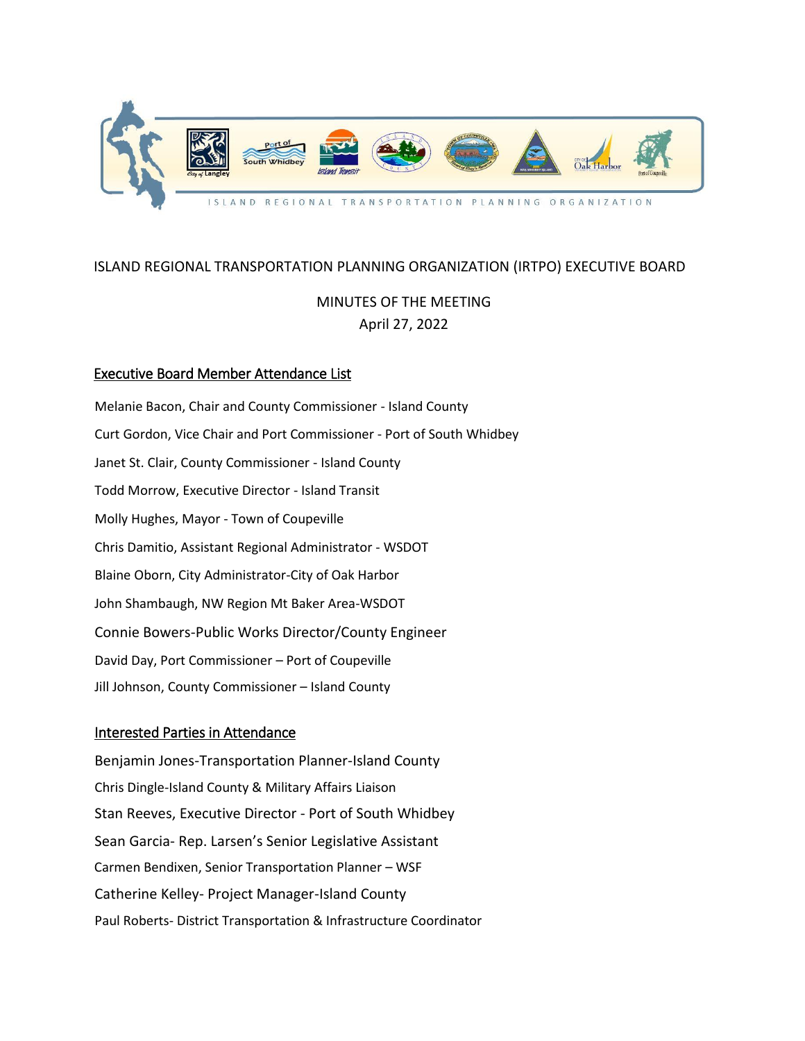ISLAND REGIONAL TRANSPORTATION PLANNING ORGANIZATION

# ISLAND REGIONAL TRANSPORTATION PLANNING ORGANIZATION (IRTPO) EXECUTIVE BOARD

## MINUTES OF THE MEETING
April 27, 2022

### Executive Board Member Attendance List

Melanie Bacon, Chair and County Commissioner - Island County

Curt Gordon, Vice Chair and Port Commissioner - Port of South Whidbey

Janet St. Clair, County Commissioner - Island County

Todd Morrow, Executive Director - Island Transit

Molly Hughes, Mayor - Town of Coupeville

Chris Damitio, Assistant Regional Administrator - WSDOT

Blaine Oborn, City Administrator-City of Oak Harbor

John Shambaugh, NW Region Mt Baker Area-WSDOT

Connie Bowers-Public Works Director/County Engineer

David Day, Port Commissioner – Port of Coupeville

Jill Johnson, County Commissioner – Island County

### Interested Parties in Attendance

Benjamin Jones-Transportation Planner-Island County

Chris Dingle-Island County & Military Affairs Liaison

Stan Reeves, Executive Director - Port of South Whidbey

Sean Garcia- Rep. Larsen's Senior Legislative Assistant

Carmen Bendixen, Senior Transportation Planner – WSF

Catherine Kelley- Project Manager-Island County

Paul Roberts- District Transportation & Infrastructure Coordinator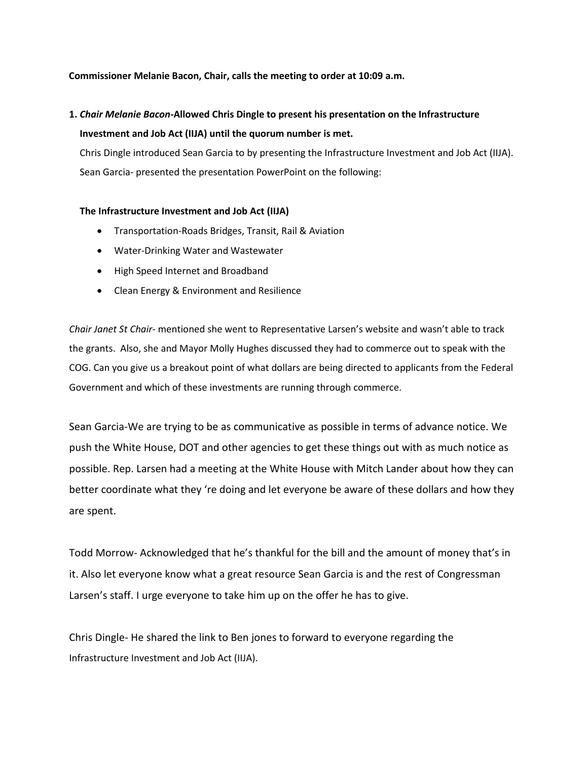**Commissioner Melanie Bacon, Chair, calls the meeting to order at 10:09 a.m.**

1. ***Chair Melanie Bacon*-Allowed Chris Dingle to present his presentation on the Infrastructure Investment and Job Act (IIJA) until the quorum number is met.**

   Chris Dingle introduced Sean Garcia to by presenting the Infrastructure Investment and Job Act (IIJA).

   Sean Garcia- presented the presentation PowerPoint on the following:

   **The Infrastructure Investment and Job Act (IIJA)**

   - Transportation-Roads Bridges, Transit, Rail & Aviation
   - Water-Drinking Water and Wastewater
   - High Speed Internet and Broadband
   - Clean Energy & Environment and Resilience

*Chair Janet St Chair*- mentioned she went to Representative Larsen's website and wasn't able to track the grants. Also, she and Mayor Molly Hughes discussed they had to commerce out to speak with the COG. Can you give us a breakout point of what dollars are being directed to applicants from the Federal Government and which of these investments are running through commerce.

Sean Garcia-We are trying to be as communicative as possible in terms of advance notice. We push the White House, DOT and other agencies to get these things out with as much notice as possible. Rep. Larsen had a meeting at the White House with Mitch Lander about how they can better coordinate what they 're doing and let everyone be aware of these dollars and how they are spent.

Todd Morrow- Acknowledged that he's thankful for the bill and the amount of money that's in it. Also let everyone know what a great resource Sean Garcia is and the rest of Congressman Larsen's staff. I urge everyone to take him up on the offer he has to give.

Chris Dingle- He shared the link to Ben jones to forward to everyone regarding the Infrastructure Investment and Job Act (IIJA).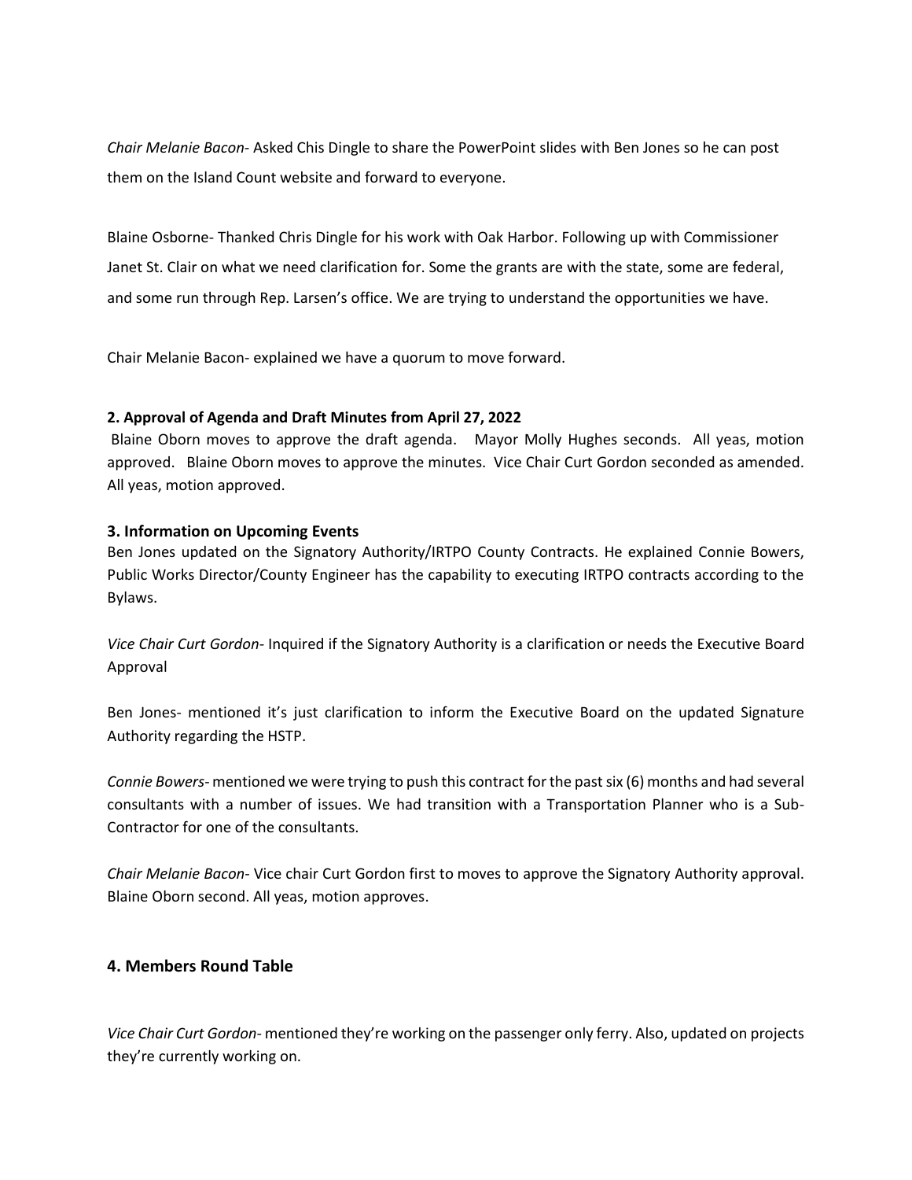*Chair Melanie Bacon*- Asked Chis Dingle to share the PowerPoint slides with Ben Jones so he can post them on the Island Count website and forward to everyone.

Blaine Osborne- Thanked Chris Dingle for his work with Oak Harbor. Following up with Commissioner Janet St. Clair on what we need clarification for. Some the grants are with the state, some are federal, and some run through Rep. Larsen's office. We are trying to understand the opportunities we have.

Chair Melanie Bacon- explained we have a quorum to move forward.

**2. Approval of Agenda and Draft Minutes from April 27, 2022**

Blaine Oborn moves to approve the draft agenda. Mayor Molly Hughes seconds. All yeas, motion approved. Blaine Oborn moves to approve the minutes. Vice Chair Curt Gordon seconded as amended. All yeas, motion approved.

**3. Information on Upcoming Events**

Ben Jones updated on the Signatory Authority/IRTPO County Contracts. He explained Connie Bowers, Public Works Director/County Engineer has the capability to executing IRTPO contracts according to the Bylaws.

*Vice Chair Curt Gordon*- Inquired if the Signatory Authority is a clarification or needs the Executive Board Approval

Ben Jones- mentioned it's just clarification to inform the Executive Board on the updated Signature Authority regarding the HSTP.

*Connie Bowers*- mentioned we were trying to push this contract for the past six (6) months and had several consultants with a number of issues. We had transition with a Transportation Planner who is a Sub-Contractor for one of the consultants.

*Chair Melanie Bacon*- Vice chair Curt Gordon first to moves to approve the Signatory Authority approval. Blaine Oborn second. All yeas, motion approves.

## 4. Members Round Table

*Vice Chair Curt Gordon*- mentioned they're working on the passenger only ferry. Also, updated on projects they're currently working on.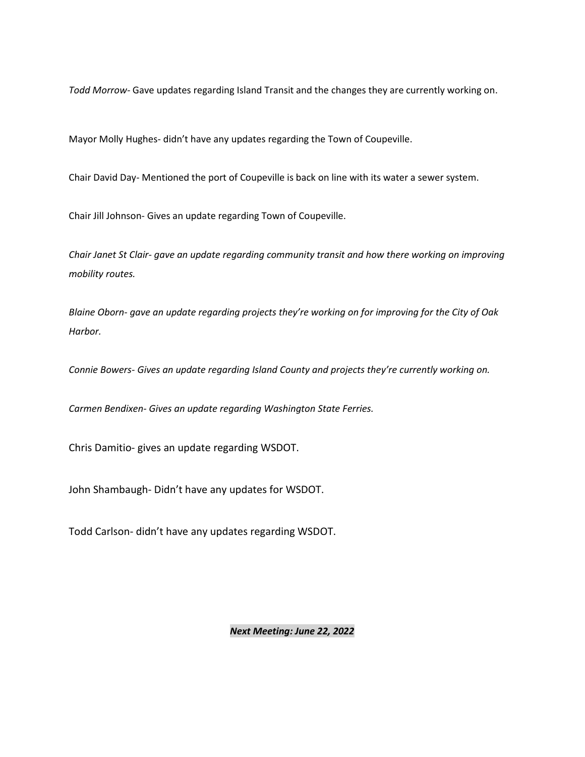*Todd Morrow*- Gave updates regarding Island Transit and the changes they are currently working on.

Mayor Molly Hughes- didn't have any updates regarding the Town of Coupeville.

Chair David Day- Mentioned the port of Coupeville is back on line with its water a sewer system.

Chair Jill Johnson- Gives an update regarding Town of Coupeville.

*Chair Janet St Clair- gave an update regarding community transit and how there working on improving mobility routes.*

*Blaine Oborn- gave an update regarding projects they're working on for improving for the City of Oak Harbor.*

*Connie Bowers- Gives an update regarding Island County and projects they're currently working on.*

*Carmen Bendixen- Gives an update regarding Washington State Ferries.*

Chris Damitio- gives an update regarding WSDOT.

John Shambaugh- Didn't have any updates for WSDOT.

Todd Carlson- didn't have any updates regarding WSDOT.

***Next Meeting: June 22, 2022***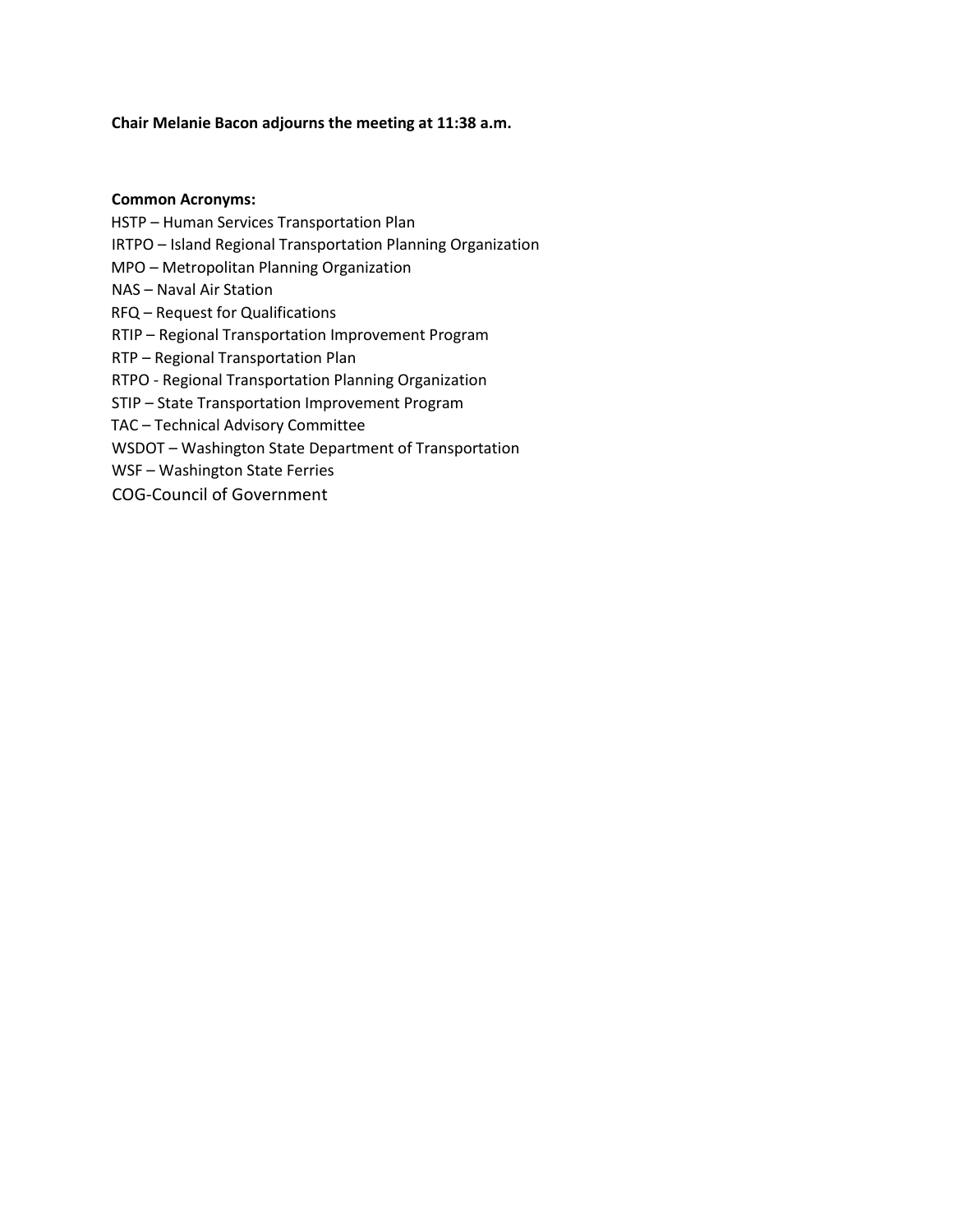**Chair Melanie Bacon adjourns the meeting at 11:38 a.m.**

**Common Acronyms:**

HSTP – Human Services Transportation Plan
IRTPO – Island Regional Transportation Planning Organization
MPO – Metropolitan Planning Organization
NAS – Naval Air Station
RFQ – Request for Qualifications
RTIP – Regional Transportation Improvement Program
RTP – Regional Transportation Plan
RTPO - Regional Transportation Planning Organization
STIP – State Transportation Improvement Program
TAC – Technical Advisory Committee
WSDOT – Washington State Department of Transportation
WSF – Washington State Ferries
COG-Council of Government